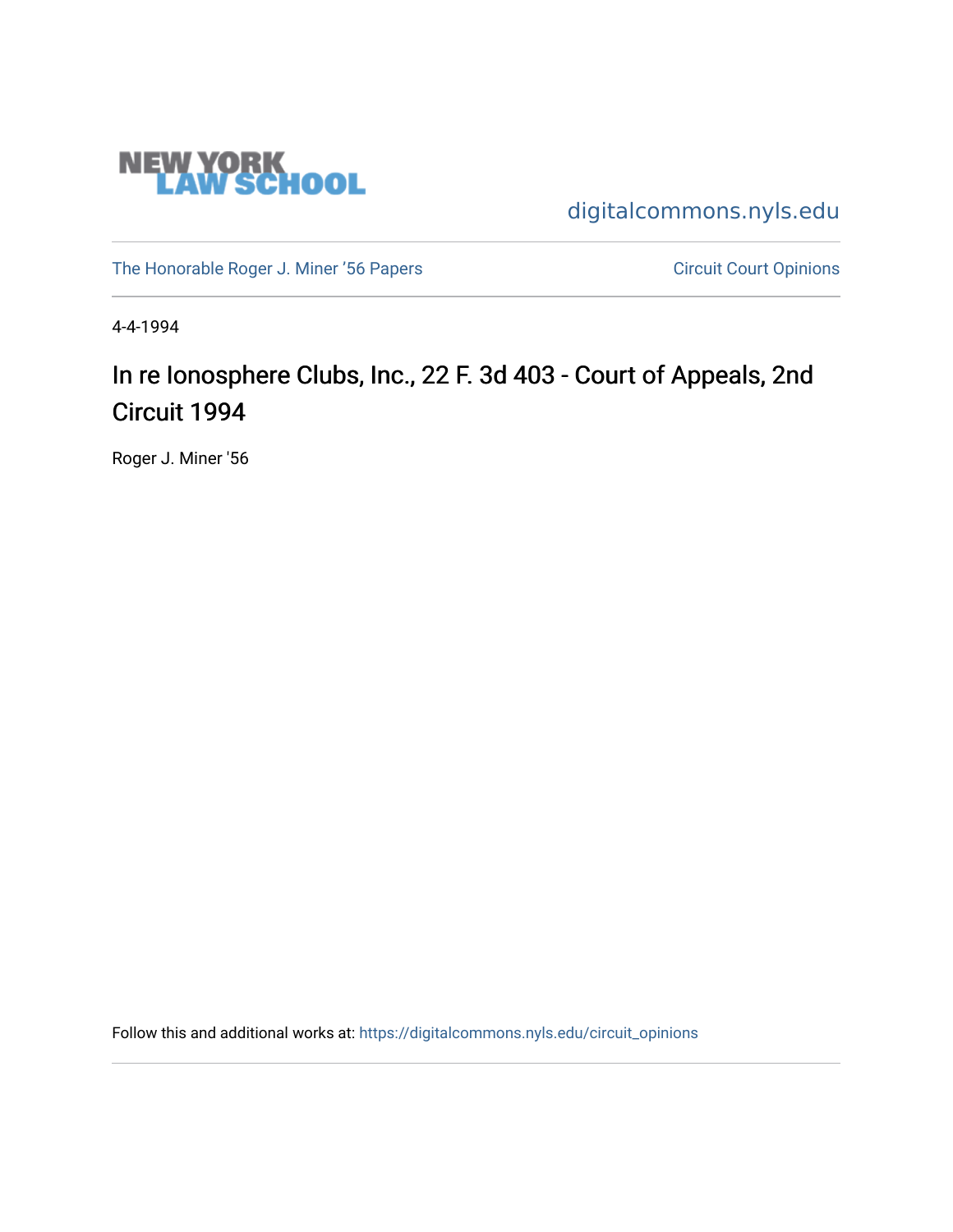NEW YORK LAW SCHOOL

digitalcommons.nyls.edu

The Honorable Roger J. Miner '56 Papers | Circuit Court Opinions

4-4-1994

# In re Ionosphere Clubs, Inc., 22 F. 3d 403 - Court of Appeals, 2nd Circuit 1994

Roger J. Miner '56

Follow this and additional works at: https://digitalcommons.nyls.edu/circuit_opinions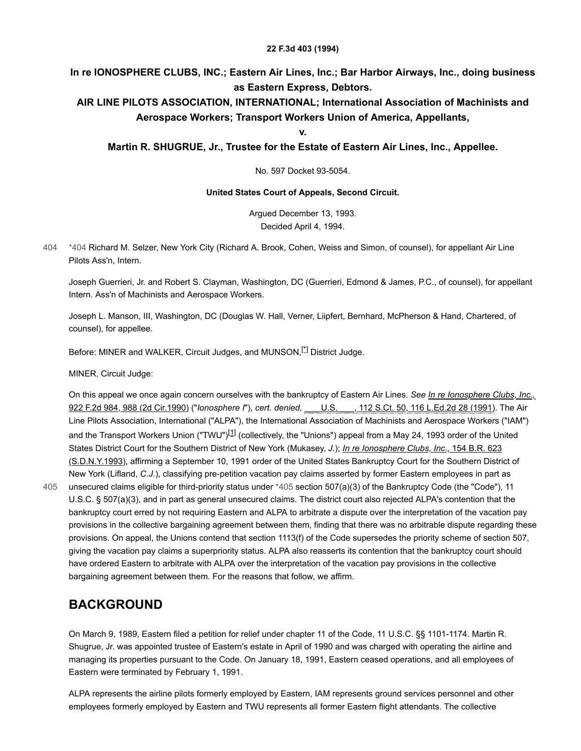**22 F.3d 403 (1994)**

## In re IONOSPHERE CLUBS, INC.; Eastern Air Lines, Inc.; Bar Harbor Airways, Inc., doing business as Eastern Express, Debtors.

## AIR LINE PILOTS ASSOCIATION, INTERNATIONAL; International Association of Machinists and Aerospace Workers; Transport Workers Union of America, Appellants,

## v.

## Martin R. SHUGRUE, Jr., Trustee for the Estate of Eastern Air Lines, Inc., Appellee.

No. 597 Docket 93-5054.

**United States Court of Appeals, Second Circuit.**

Argued December 13, 1993.
Decided April 4, 1994.

*404 Richard M. Selzer, New York City (Richard A. Brook, Cohen, Weiss and Simon, of counsel), for appellant Air Line Pilots Ass'n, Intern.

Joseph Guerrieri, Jr. and Robert S. Clayman, Washington, DC (Guerrieri, Edmond & James, P.C., of counsel), for appellant Intern. Ass'n of Machinists and Aerospace Workers.

Joseph L. Manson, III, Washington, DC (Douglas W. Hall, Verner, Liipfert, Bernhard, McPherson & Hand, Chartered, of counsel), for appellee.

Before: MINER and WALKER, Circuit Judges, and MUNSON,[*] District Judge.

MINER, Circuit Judge:

On this appeal we once again concern ourselves with the bankruptcy of Eastern Air Lines. *See In re Ionosphere Clubs, Inc.,* 922 F.2d 984, 988 (2d Cir.1990) ("*Ionosphere I*"), *cert. denied,* ___ U.S. ___, 112 S.Ct. 50, 116 L.Ed.2d 28 (1991). The Air Line Pilots Association, International ("ALPA"), the International Association of Machinists and Aerospace Workers ("IAM") and the Transport Workers Union ("TWU")[1] (collectively, the "Unions") appeal from a May 24, 1993 order of the United States District Court for the Southern District of New York (Mukasey, *J.*); *In re Ionosphere Clubs, Inc.,* 154 B.R. 623 (S.D.N.Y.1993), affirming a September 10, 1991 order of the United States Bankruptcy Court for the Southern District of New York (Lifland, *C.J.*), classifying pre-petition vacation pay claims asserted by former Eastern employees in part as unsecured claims eligible for third-priority status under *405 section 507(a)(3) of the Bankruptcy Code (the "Code"), 11 U.S.C. § 507(a)(3), and in part as general unsecured claims. The district court also rejected ALPA's contention that the bankruptcy court erred by not requiring Eastern and ALPA to arbitrate a dispute over the interpretation of the vacation pay provisions in the collective bargaining agreement between them, finding that there was no arbitrable dispute regarding these provisions. On appeal, the Unions contend that section 1113(f) of the Code supersedes the priority scheme of section 507, giving the vacation pay claims a superpriority status. ALPA also reasserts its contention that the bankruptcy court should have ordered Eastern to arbitrate with ALPA over the interpretation of the vacation pay provisions in the collective bargaining agreement between them. For the reasons that follow, we affirm.

## BACKGROUND

On March 9, 1989, Eastern filed a petition for relief under chapter 11 of the Code, 11 U.S.C. §§ 1101-1174. Martin R. Shugrue, Jr. was appointed trustee of Eastern's estate in April of 1990 and was charged with operating the airline and managing its properties pursuant to the Code. On January 18, 1991, Eastern ceased operations, and all employees of Eastern were terminated by February 1, 1991.

ALPA represents the airline pilots formerly employed by Eastern, IAM represents ground services personnel and other employees formerly employed by Eastern and TWU represents all former Eastern flight attendants. The collective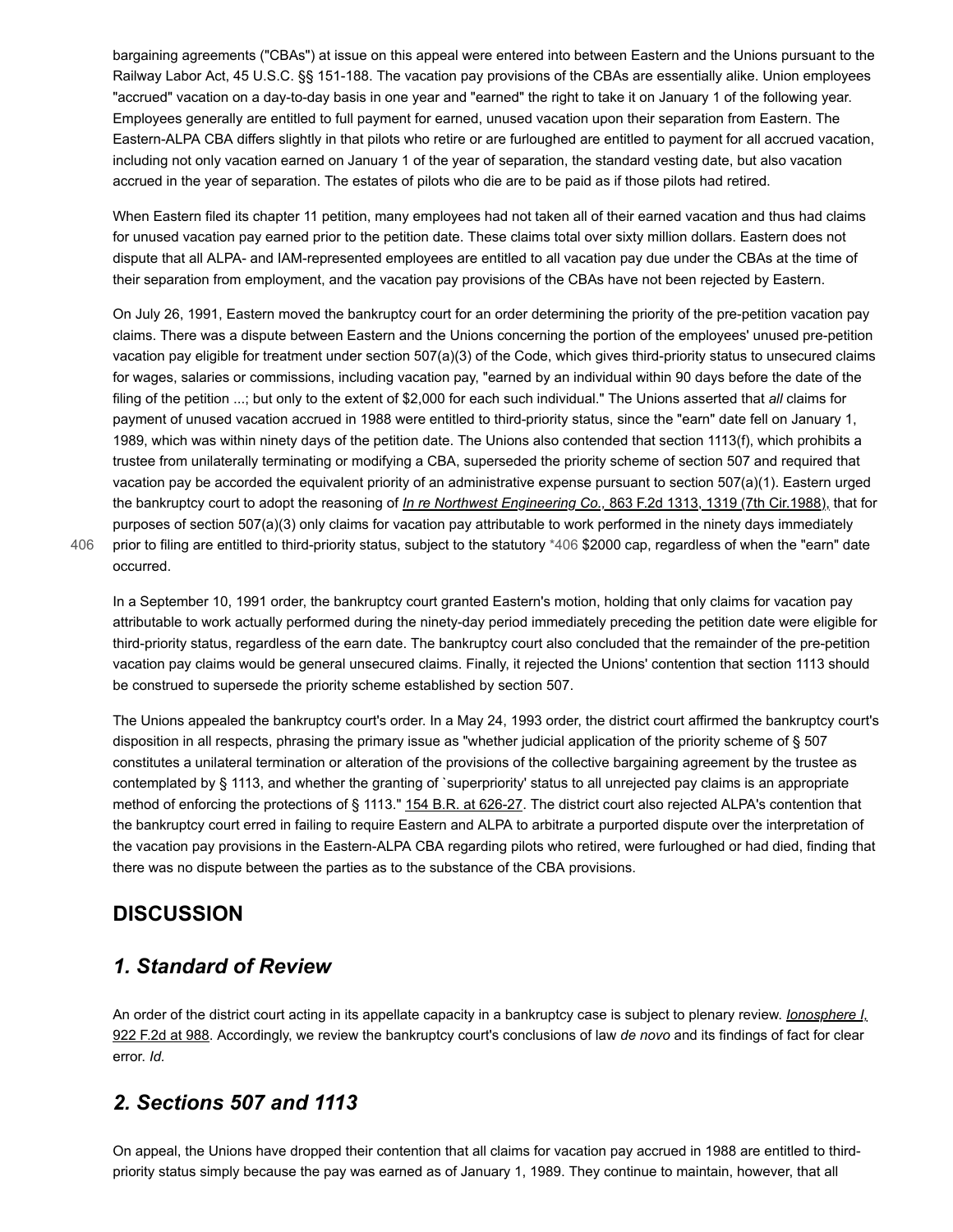bargaining agreements ("CBAs") at issue on this appeal were entered into between Eastern and the Unions pursuant to the Railway Labor Act, 45 U.S.C. §§ 151-188. The vacation pay provisions of the CBAs are essentially alike. Union employees "accrued" vacation on a day-to-day basis in one year and "earned" the right to take it on January 1 of the following year. Employees generally are entitled to full payment for earned, unused vacation upon their separation from Eastern. The Eastern-ALPA CBA differs slightly in that pilots who retire or are furloughed are entitled to payment for all accrued vacation, including not only vacation earned on January 1 of the year of separation, the standard vesting date, but also vacation accrued in the year of separation. The estates of pilots who die are to be paid as if those pilots had retired.

When Eastern filed its chapter 11 petition, many employees had not taken all of their earned vacation and thus had claims for unused vacation pay earned prior to the petition date. These claims total over sixty million dollars. Eastern does not dispute that all ALPA- and IAM-represented employees are entitled to all vacation pay due under the CBAs at the time of their separation from employment, and the vacation pay provisions of the CBAs have not been rejected by Eastern.

On July 26, 1991, Eastern moved the bankruptcy court for an order determining the priority of the pre-petition vacation pay claims. There was a dispute between Eastern and the Unions concerning the portion of the employees' unused pre-petition vacation pay eligible for treatment under section 507(a)(3) of the Code, which gives third-priority status to unsecured claims for wages, salaries or commissions, including vacation pay, "earned by an individual within 90 days before the date of the filing of the petition ...; but only to the extent of $2,000 for each such individual." The Unions asserted that *all* claims for payment of unused vacation accrued in 1988 were entitled to third-priority status, since the "earn" date fell on January 1, 1989, which was within ninety days of the petition date. The Unions also contended that section 1113(f), which prohibits a trustee from unilaterally terminating or modifying a CBA, superseded the priority scheme of section 507 and required that vacation pay be accorded the equivalent priority of an administrative expense pursuant to section 507(a)(1). Eastern urged the bankruptcy court to adopt the reasoning of *In re Northwest Engineering Co.,* 863 F.2d 1313, 1319 (7th Cir.1988), that for purposes of section 507(a)(3) only claims for vacation pay attributable to work performed in the ninety days immediately prior to filing are entitled to third-priority status, subject to the statutory *406 $2000 cap, regardless of when the "earn" date occurred.

In a September 10, 1991 order, the bankruptcy court granted Eastern's motion, holding that only claims for vacation pay attributable to work actually performed during the ninety-day period immediately preceding the petition date were eligible for third-priority status, regardless of the earn date. The bankruptcy court also concluded that the remainder of the pre-petition vacation pay claims would be general unsecured claims. Finally, it rejected the Unions' contention that section 1113 should be construed to supersede the priority scheme established by section 507.

The Unions appealed the bankruptcy court's order. In a May 24, 1993 order, the district court affirmed the bankruptcy court's disposition in all respects, phrasing the primary issue as "whether judicial application of the priority scheme of § 507 constitutes a unilateral termination or alteration of the provisions of the collective bargaining agreement by the trustee as contemplated by § 1113, and whether the granting of `superpriority' status to all unrejected pay claims is an appropriate method of enforcing the protections of § 1113." 154 B.R. at 626-27. The district court also rejected ALPA's contention that the bankruptcy court erred in failing to require Eastern and ALPA to arbitrate a purported dispute over the interpretation of the vacation pay provisions in the Eastern-ALPA CBA regarding pilots who retired, were furloughed or had died, finding that there was no dispute between the parties as to the substance of the CBA provisions.

## DISCUSSION

### *1. Standard of Review*

An order of the district court acting in its appellate capacity in a bankruptcy case is subject to plenary review. *Ionosphere I,* 922 F.2d at 988. Accordingly, we review the bankruptcy court's conclusions of law *de novo* and its findings of fact for clear error. *Id.*

### *2. Sections 507 and 1113*

On appeal, the Unions have dropped their contention that all claims for vacation pay accrued in 1988 are entitled to third-priority status simply because the pay was earned as of January 1, 1989. They continue to maintain, however, that all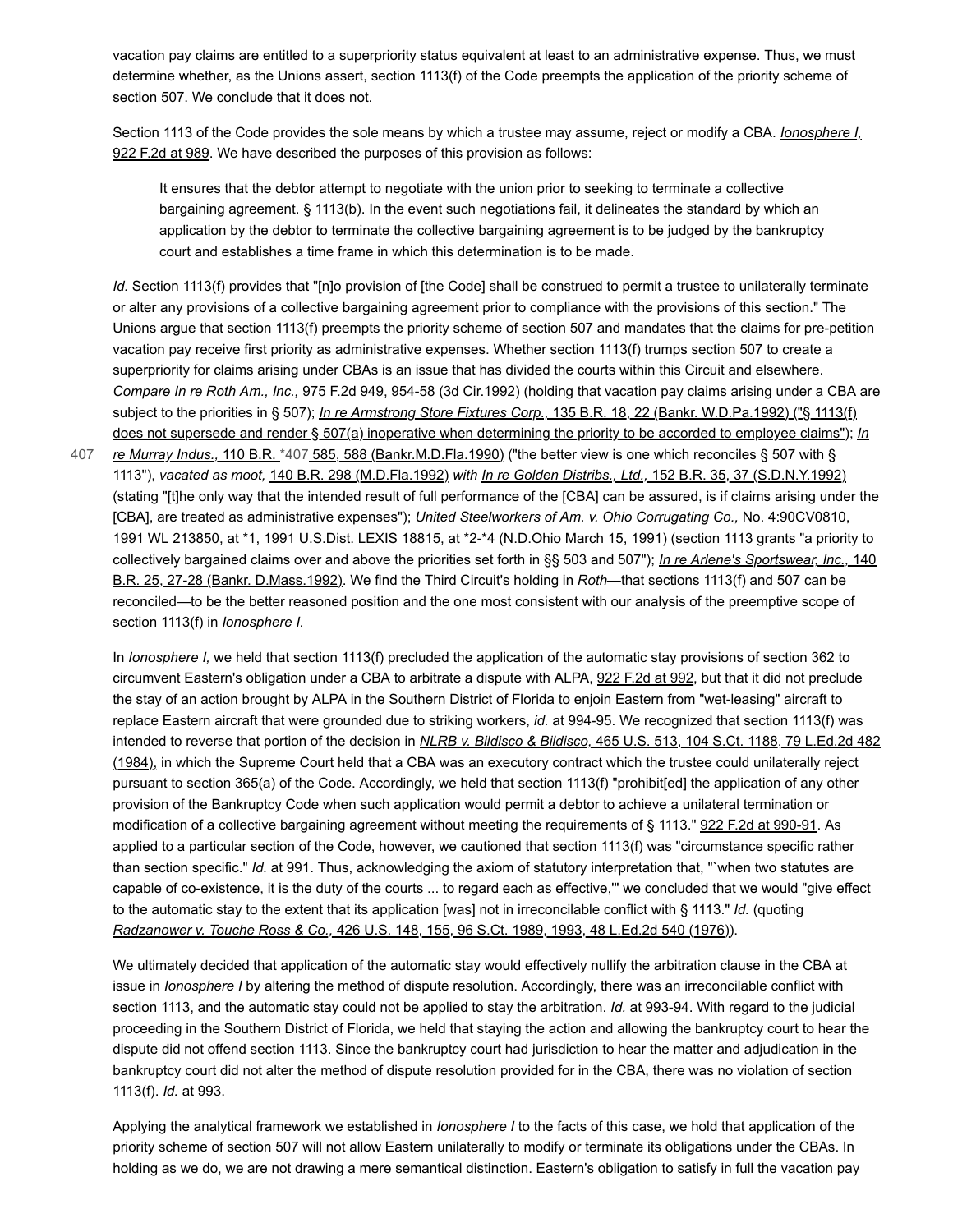vacation pay claims are entitled to a superpriority status equivalent at least to an administrative expense. Thus, we must determine whether, as the Unions assert, section 1113(f) of the Code preempts the application of the priority scheme of section 507. We conclude that it does not.

Section 1113 of the Code provides the sole means by which a trustee may assume, reject or modify a CBA. *Ionosphere I,* 922 F.2d at 989. We have described the purposes of this provision as follows:

> It ensures that the debtor attempt to negotiate with the union prior to seeking to terminate a collective bargaining agreement. § 1113(b). In the event such negotiations fail, it delineates the standard by which an application by the debtor to terminate the collective bargaining agreement is to be judged by the bankruptcy court and establishes a time frame in which this determination is to be made.

*Id.* Section 1113(f) provides that "[n]o provision of [the Code] shall be construed to permit a trustee to unilaterally terminate or alter any provisions of a collective bargaining agreement prior to compliance with the provisions of this section." The Unions argue that section 1113(f) preempts the priority scheme of section 507 and mandates that the claims for pre-petition vacation pay receive first priority as administrative expenses. Whether section 1113(f) trumps section 507 to create a superpriority for claims arising under CBAs is an issue that has divided the courts within this Circuit and elsewhere. *Compare* *In re Roth Am., Inc.,* 975 F.2d 949, 954-58 (3d Cir.1992) (holding that vacation pay claims arising under a CBA are subject to the priorities in § 507); *In re Armstrong Store Fixtures Corp.,* 135 B.R. 18, 22 (Bankr. W.D.Pa.1992) ("§ 1113(f) does not supersede and render § 507(a) inoperative when determining the priority to be accorded to employee claims"); *In re Murray Indus.,* 110 B.R. *407 585, 588 (Bankr.M.D.Fla.1990) ("the better view is one which reconciles § 507 with § 1113"), *vacated as moot,* 140 B.R. 298 (M.D.Fla.1992) *with* *In re Golden Distribs., Ltd.,* 152 B.R. 35, 37 (S.D.N.Y.1992) (stating "[t]he only way that the intended result of full performance of the [CBA] can be assured, is if claims arising under the [CBA], are treated as administrative expenses"); *United Steelworkers of Am. v. Ohio Corrugating Co.,* No. 4:90CV0810, 1991 WL 213850, at *1, 1991 U.S.Dist. LEXIS 18815, at *2-*4 (N.D.Ohio March 15, 1991) (section 1113 grants "a priority to collectively bargained claims over and above the priorities set forth in §§ 503 and 507"); *In re Arlene's Sportswear, Inc.,* 140 B.R. 25, 27-28 (Bankr. D.Mass.1992). We find the Third Circuit's holding in *Roth*—that sections 1113(f) and 507 can be reconciled—to be the better reasoned position and the one most consistent with our analysis of the preemptive scope of section 1113(f) in *Ionosphere I.*

In *Ionosphere I,* we held that section 1113(f) precluded the application of the automatic stay provisions of section 362 to circumvent Eastern's obligation under a CBA to arbitrate a dispute with ALPA, 922 F.2d at 992, but that it did not preclude the stay of an action brought by ALPA in the Southern District of Florida to enjoin Eastern from "wet-leasing" aircraft to replace Eastern aircraft that were grounded due to striking workers, *id.* at 994-95. We recognized that section 1113(f) was intended to reverse that portion of the decision in *NLRB v. Bildisco & Bildisco,* 465 U.S. 513, 104 S.Ct. 1188, 79 L.Ed.2d 482 (1984), in which the Supreme Court held that a CBA was an executory contract which the trustee could unilaterally reject pursuant to section 365(a) of the Code. Accordingly, we held that section 1113(f) "prohibit[ed] the application of any other provision of the Bankruptcy Code when such application would permit a debtor to achieve a unilateral termination or modification of a collective bargaining agreement without meeting the requirements of § 1113." 922 F.2d at 990-91. As applied to a particular section of the Code, however, we cautioned that section 1113(f) was "circumstance specific rather than section specific." *Id.* at 991. Thus, acknowledging the axiom of statutory interpretation that, "`when two statutes are capable of co-existence, it is the duty of the courts ... to regard each as effective,'" we concluded that we would "give effect to the automatic stay to the extent that its application [was] not in irreconcilable conflict with § 1113." *Id.* (quoting *Radzanower v. Touche Ross & Co.,* 426 U.S. 148, 155, 96 S.Ct. 1989, 1993, 48 L.Ed.2d 540 (1976)).

We ultimately decided that application of the automatic stay would effectively nullify the arbitration clause in the CBA at issue in *Ionosphere I* by altering the method of dispute resolution. Accordingly, there was an irreconcilable conflict with section 1113, and the automatic stay could not be applied to stay the arbitration. *Id.* at 993-94. With regard to the judicial proceeding in the Southern District of Florida, we held that staying the action and allowing the bankruptcy court to hear the dispute did not offend section 1113. Since the bankruptcy court had jurisdiction to hear the matter and adjudication in the bankruptcy court did not alter the method of dispute resolution provided for in the CBA, there was no violation of section 1113(f). *Id.* at 993.

Applying the analytical framework we established in *Ionosphere I* to the facts of this case, we hold that application of the priority scheme of section 507 will not allow Eastern unilaterally to modify or terminate its obligations under the CBAs. In holding as we do, we are not drawing a mere semantical distinction. Eastern's obligation to satisfy in full the vacation pay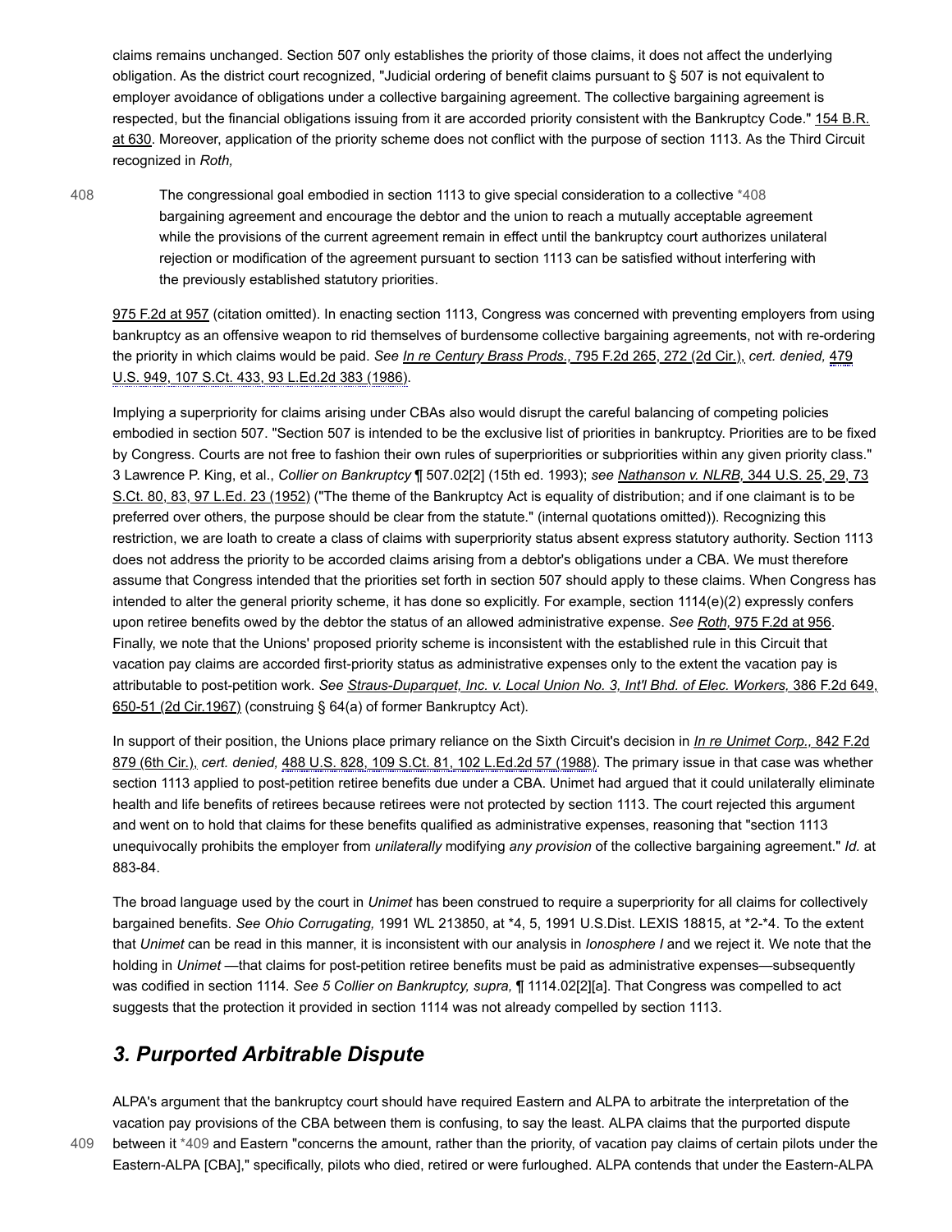claims remains unchanged. Section 507 only establishes the priority of those claims, it does not affect the underlying obligation. As the district court recognized, "Judicial ordering of benefit claims pursuant to § 507 is not equivalent to employer avoidance of obligations under a collective bargaining agreement. The collective bargaining agreement is respected, but the financial obligations issuing from it are accorded priority consistent with the Bankruptcy Code." 154 B.R. at 630. Moreover, application of the priority scheme does not conflict with the purpose of section 1113. As the Third Circuit recognized in *Roth,*

> The congressional goal embodied in section 1113 to give special consideration to a collective *408 bargaining agreement and encourage the debtor and the union to reach a mutually acceptable agreement while the provisions of the current agreement remain in effect until the bankruptcy court authorizes unilateral rejection or modification of the agreement pursuant to section 1113 can be satisfied without interfering with the previously established statutory priorities.

975 F.2d at 957 (citation omitted). In enacting section 1113, Congress was concerned with preventing employers from using bankruptcy as an offensive weapon to rid themselves of burdensome collective bargaining agreements, not with re-ordering the priority in which claims would be paid. *See In re Century Brass Prods.,* 795 F.2d 265, 272 (2d Cir.), *cert. denied,* 479 U.S. 949, 107 S.Ct. 433, 93 L.Ed.2d 383 (1986).

Implying a superpriority for claims arising under CBAs also would disrupt the careful balancing of competing policies embodied in section 507. "Section 507 is intended to be the exclusive list of priorities in bankruptcy. Priorities are to be fixed by Congress. Courts are not free to fashion their own rules of superpriorities or subpriorities within any given priority class." 3 Lawrence P. King, et al., *Collier on Bankruptcy* ¶ 507.02[2] (15th ed. 1993); *see Nathanson v. NLRB,* 344 U.S. 25, 29, 73 S.Ct. 80, 83, 97 L.Ed. 23 (1952) ("The theme of the Bankruptcy Act is equality of distribution; and if one claimant is to be preferred over others, the purpose should be clear from the statute." (internal quotations omitted)). Recognizing this restriction, we are loath to create a class of claims with superpriority status absent express statutory authority. Section 1113 does not address the priority to be accorded claims arising from a debtor's obligations under a CBA. We must therefore assume that Congress intended that the priorities set forth in section 507 should apply to these claims. When Congress has intended to alter the general priority scheme, it has done so explicitly. For example, section 1114(e)(2) expressly confers upon retiree benefits owed by the debtor the status of an allowed administrative expense. *See Roth,* 975 F.2d at 956. Finally, we note that the Unions' proposed priority scheme is inconsistent with the established rule in this Circuit that vacation pay claims are accorded first-priority status as administrative expenses only to the extent the vacation pay is attributable to post-petition work. *See Straus-Duparquet, Inc. v. Local Union No. 3, Int'l Bhd. of Elec. Workers,* 386 F.2d 649, 650-51 (2d Cir.1967) (construing § 64(a) of former Bankruptcy Act).

In support of their position, the Unions place primary reliance on the Sixth Circuit's decision in *In re Unimet Corp.,* 842 F.2d 879 (6th Cir.), *cert. denied,* 488 U.S. 828, 109 S.Ct. 81, 102 L.Ed.2d 57 (1988). The primary issue in that case was whether section 1113 applied to post-petition retiree benefits due under a CBA. Unimet had argued that it could unilaterally eliminate health and life benefits of retirees because retirees were not protected by section 1113. The court rejected this argument and went on to hold that claims for these benefits qualified as administrative expenses, reasoning that "section 1113 unequivocally prohibits the employer from *unilaterally* modifying *any provision* of the collective bargaining agreement." *Id.* at 883-84.

The broad language used by the court in *Unimet* has been construed to require a superpriority for all claims for collectively bargained benefits. *See Ohio Corrugating,* 1991 WL 213850, at *4, 5, 1991 U.S.Dist. LEXIS 18815, at *2-*4. To the extent that *Unimet* can be read in this manner, it is inconsistent with our analysis in *Ionosphere I* and we reject it. We note that the holding in *Unimet* —that claims for post-petition retiree benefits must be paid as administrative expenses—subsequently was codified in section 1114. *See 5 Collier on Bankruptcy, supra,* ¶ 1114.02[2][a]. That Congress was compelled to act suggests that the protection it provided in section 1114 was not already compelled by section 1113.

## *3. Purported Arbitrable Dispute*

ALPA's argument that the bankruptcy court should have required Eastern and ALPA to arbitrate the interpretation of the vacation pay provisions of the CBA between them is confusing, to say the least. ALPA claims that the purported dispute between it *409 and Eastern "concerns the amount, rather than the priority, of vacation pay claims of certain pilots under the Eastern-ALPA [CBA]," specifically, pilots who died, retired or were furloughed. ALPA contends that under the Eastern-ALPA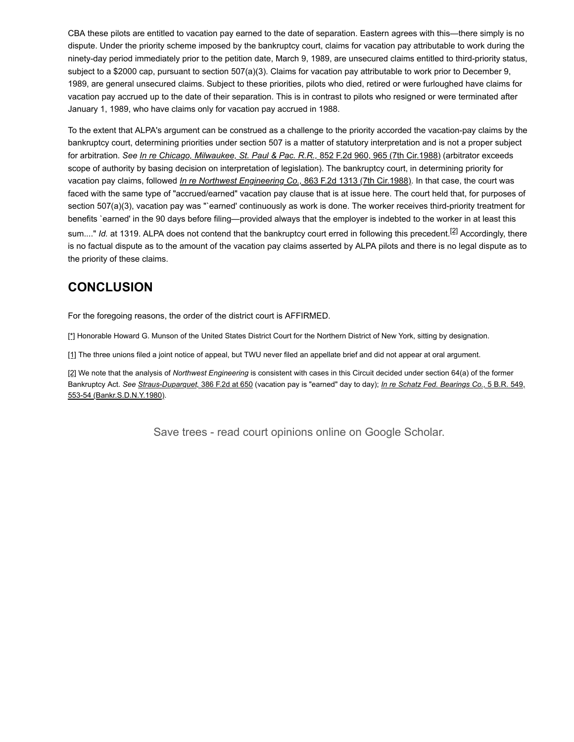CBA these pilots are entitled to vacation pay earned to the date of separation. Eastern agrees with this—there simply is no dispute. Under the priority scheme imposed by the bankruptcy court, claims for vacation pay attributable to work during the ninety-day period immediately prior to the petition date, March 9, 1989, are unsecured claims entitled to third-priority status, subject to a $2000 cap, pursuant to section 507(a)(3). Claims for vacation pay attributable to work prior to December 9, 1989, are general unsecured claims. Subject to these priorities, pilots who died, retired or were furloughed have claims for vacation pay accrued up to the date of their separation. This is in contrast to pilots who resigned or were terminated after January 1, 1989, who have claims only for vacation pay accrued in 1988.

To the extent that ALPA's argument can be construed as a challenge to the priority accorded the vacation-pay claims by the bankruptcy court, determining priorities under section 507 is a matter of statutory interpretation and is not a proper subject for arbitration. *See In re Chicago, Milwaukee, St. Paul & Pac. R.R.,* 852 F.2d 960, 965 (7th Cir.1988) (arbitrator exceeds scope of authority by basing decision on interpretation of legislation). The bankruptcy court, in determining priority for vacation pay claims, followed *In re Northwest Engineering Co.,* 863 F.2d 1313 (7th Cir.1988). In that case, the court was faced with the same type of "accrued/earned" vacation pay clause that is at issue here. The court held that, for purposes of section 507(a)(3), vacation pay was "`earned' continuously as work is done. The worker receives third-priority treatment for benefits `earned' in the 90 days before filing—provided always that the employer is indebted to the worker in at least this sum...." *Id.* at 1319. ALPA does not contend that the bankruptcy court erred in following this precedent.[2] Accordingly, there is no factual dispute as to the amount of the vacation pay claims asserted by ALPA pilots and there is no legal dispute as to the priority of these claims.

## CONCLUSION

For the foregoing reasons, the order of the district court is AFFIRMED.

[*] Honorable Howard G. Munson of the United States District Court for the Northern District of New York, sitting by designation.

[1] The three unions filed a joint notice of appeal, but TWU never filed an appellate brief and did not appear at oral argument.

[2] We note that the analysis of *Northwest Engineering* is consistent with cases in this Circuit decided under section 64(a) of the former Bankruptcy Act. *See Straus-Duparquet,* 386 F.2d at 650 (vacation pay is "earned" day to day); *In re Schatz Fed. Bearings Co.,* 5 B.R. 549, 553-54 (Bankr.S.D.N.Y.1980).